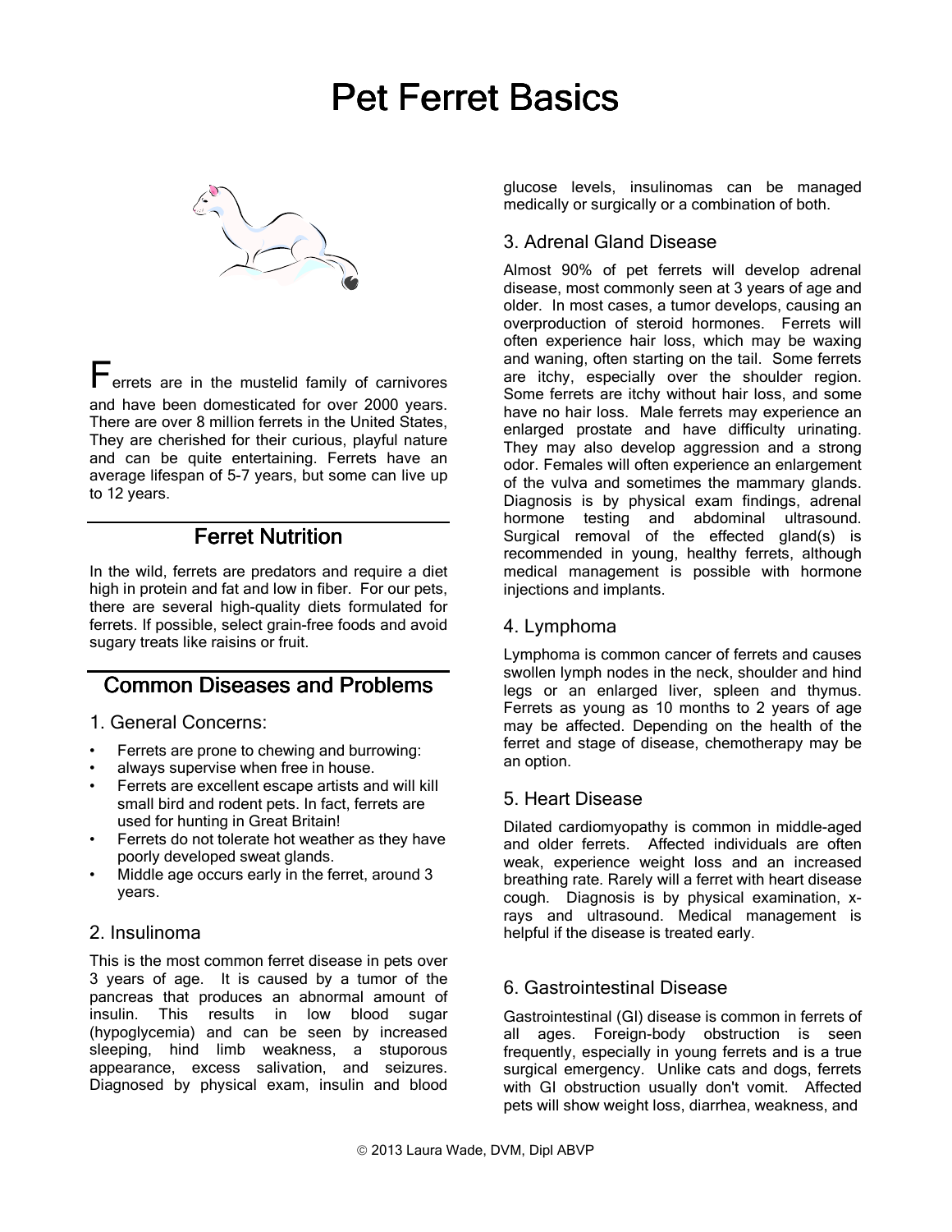# Pet Ferret Basics

Ferrets are in the mustelid family of carnivores and have been domesticated for over 2000 years. There are over 8 million ferrets in the United States, They are cherished for their curious, playful nature and can be quite entertaining. Ferrets have an average lifespan of 5-7 years, but some can live up to 12 years.

## Ferret Nutrition

In the wild, ferrets are predators and require a diet high in protein and fat and low in fiber. For our pets, there are several high-quality diets formulated for ferrets. If possible, select grain-free foods and avoid sugary treats like raisins or fruit.

## Common Diseases and Problems

### 1. General Concerns:

- Ferrets are prone to chewing and burrowing:
- always supervise when free in house.
- Ferrets are excellent escape artists and will kill small bird and rodent pets. In fact, ferrets are used for hunting in Great Britain!
- Ferrets do not tolerate hot weather as they have poorly developed sweat glands.
- Middle age occurs early in the ferret, around 3 years.

### 2. Insulinoma

This is the most common ferret disease in pets over 3 years of age. It is caused by a tumor of the pancreas that produces an abnormal amount of insulin. This results in low blood sugar (hypoglycemia) and can be seen by increased sleeping, hind limb weakness, a stuporous appearance, excess salivation, and seizures. Diagnosed by physical exam, insulin and blood glucose levels, insulinomas can be managed medically or surgically or a combination of both.

### 3. Adrenal Gland Disease

Almost 90% of pet ferrets will develop adrenal disease, most commonly seen at 3 years of age and older. In most cases, a tumor develops, causing an overproduction of steroid hormones. Ferrets will often experience hair loss, which may be waxing and waning, often starting on the tail. Some ferrets are itchy, especially over the shoulder region. Some ferrets are itchy without hair loss, and some have no hair loss. Male ferrets may experience an enlarged prostate and have difficulty urinating. They may also develop aggression and a strong odor. Females will often experience an enlargement of the vulva and sometimes the mammary glands. Diagnosis is by physical exam findings, adrenal hormone testing and abdominal ultrasound. Surgical removal of the effected gland(s) is recommended in young, healthy ferrets, although medical management is possible with hormone injections and implants.

### 4. Lymphoma

Lymphoma is common cancer of ferrets and causes swollen lymph nodes in the neck, shoulder and hind legs or an enlarged liver, spleen and thymus. Ferrets as young as 10 months to 2 years of age may be affected. Depending on the health of the ferret and stage of disease, chemotherapy may be an option.

### 5. Heart Disease

Dilated cardiomyopathy is common in middle-aged and older ferrets. Affected individuals are often weak, experience weight loss and an increased breathing rate. Rarely will a ferret with heart disease cough. Diagnosis is by physical examination, x-rays and ultrasound. Medical management is helpful if the disease is treated early.

### 6. Gastrointestinal Disease

Gastrointestinal (GI) disease is common in ferrets of all ages. Foreign-body obstruction is seen frequently, especially in young ferrets and is a true surgical emergency. Unlike cats and dogs, ferrets with GI obstruction usually don't vomit. Affected pets will show weight loss, diarrhea, weakness, and

© 2013 Laura Wade, DVM, Dipl ABVP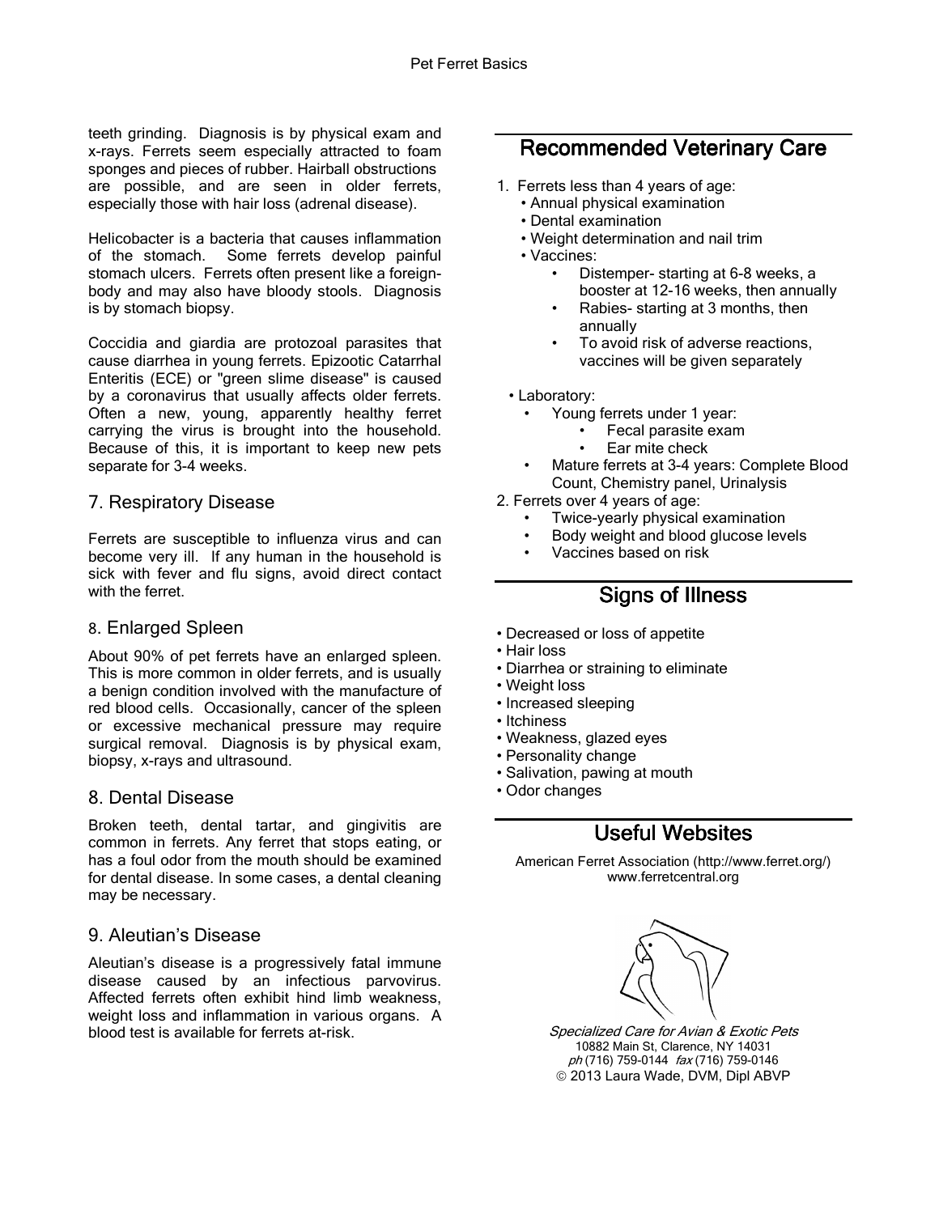teeth grinding. Diagnosis is by physical exam and x-rays. Ferrets seem especially attracted to foam sponges and pieces of rubber. Hairball obstructions are possible, and are seen in older ferrets, especially those with hair loss (adrenal disease).

Helicobacter is a bacteria that causes inflammation of the stomach. Some ferrets develop painful stomach ulcers. Ferrets often present like a foreign-body and may also have bloody stools. Diagnosis is by stomach biopsy.

Coccidia and giardia are protozoal parasites that cause diarrhea in young ferrets. Epizootic Catarrhal Enteritis (ECE) or "green slime disease" is caused by a coronavirus that usually affects older ferrets. Often a new, young, apparently healthy ferret carrying the virus is brought into the household. Because of this, it is important to keep new pets separate for 3-4 weeks.

## 7. Respiratory Disease

Ferrets are susceptible to influenza virus and can become very ill. If any human in the household is sick with fever and flu signs, avoid direct contact with the ferret.

## 8. Enlarged Spleen

About 90% of pet ferrets have an enlarged spleen. This is more common in older ferrets, and is usually a benign condition involved with the manufacture of red blood cells. Occasionally, cancer of the spleen or excessive mechanical pressure may require surgical removal. Diagnosis is by physical exam, biopsy, x-rays and ultrasound.

## 8. Dental Disease

Broken teeth, dental tartar, and gingivitis are common in ferrets. Any ferret that stops eating, or has a foul odor from the mouth should be examined for dental disease. In some cases, a dental cleaning may be necessary.

## 9. Aleutian's Disease

Aleutian's disease is a progressively fatal immune disease caused by an infectious parvovirus. Affected ferrets often exhibit hind limb weakness, weight loss and inflammation in various organs. A blood test is available for ferrets at-risk.

## Recommended Veterinary Care

1. Ferrets less than 4 years of age:
   - Annual physical examination
   - Dental examination
   - Weight determination and nail trim
   - Vaccines:
     - Distemper- starting at 6-8 weeks, a booster at 12-16 weeks, then annually
     - Rabies- starting at 3 months, then annually
     - To avoid risk of adverse reactions, vaccines will be given separately
   - Laboratory:
     - Young ferrets under 1 year:
       - Fecal parasite exam
       - Ear mite check
     - Mature ferrets at 3-4 years: Complete Blood Count, Chemistry panel, Urinalysis
2. Ferrets over 4 years of age:
   - Twice-yearly physical examination
   - Body weight and blood glucose levels
   - Vaccines based on risk

## Signs of Illness

- Decreased or loss of appetite
- Hair loss
- Diarrhea or straining to eliminate
- Weight loss
- Increased sleeping
- Itchiness
- Weakness, glazed eyes
- Personality change
- Salivation, pawing at mouth
- Odor changes

## Useful Websites

American Ferret Association (http://www.ferret.org/)
www.ferretcentral.org

*Specialized Care for Avian & Exotic Pets*
10882 Main St, Clarence, NY 14031
*ph* (716) 759-0144 *fax* (716) 759-0146
© 2013 Laura Wade, DVM, Dipl ABVP